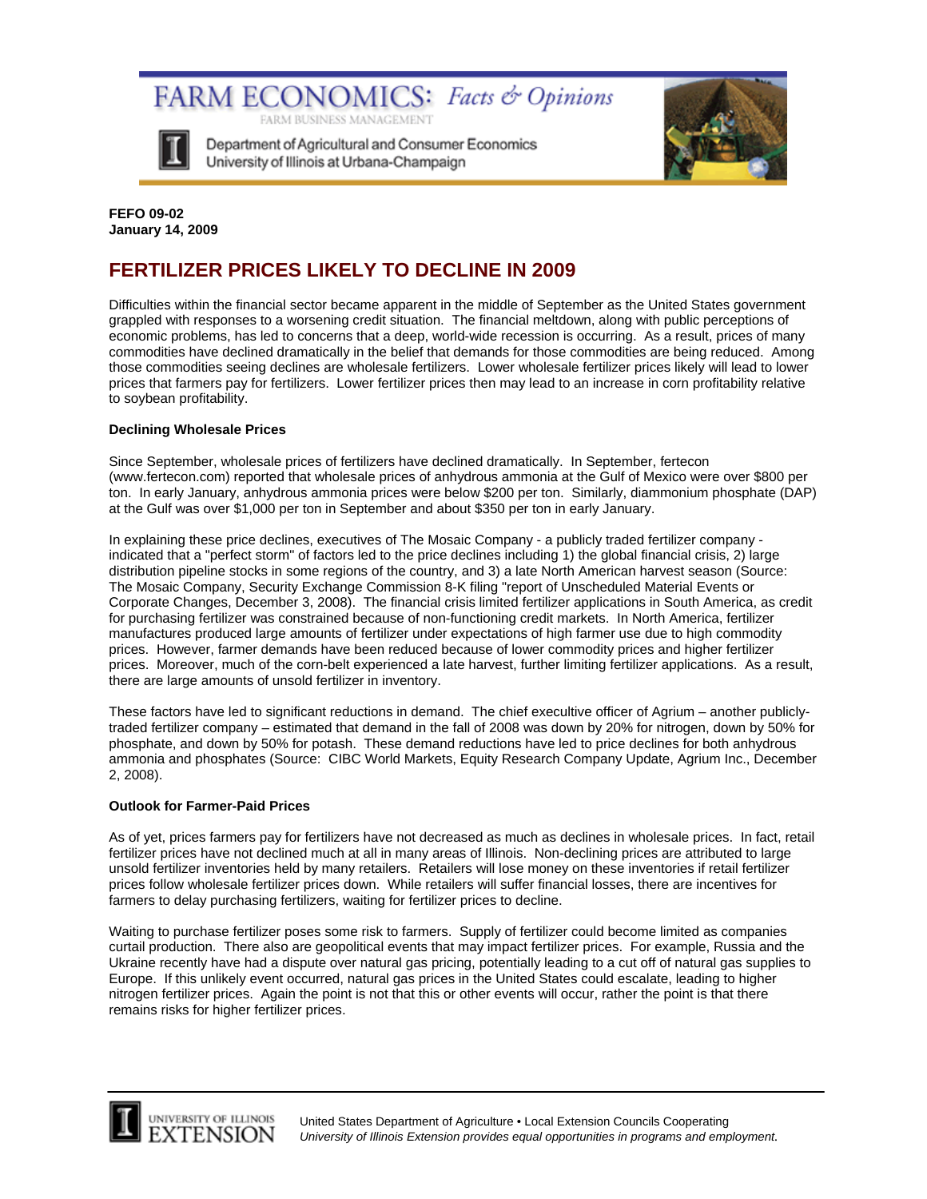# FARM ECONOMICS: *Facts & Opinions*

FARM BUSINESS MANAGEMENT

Department of Agricultural and Consumer Economics
University of Illinois at Urbana-Champaign

**FEFO 09-02**
**January 14, 2009**

## FERTILIZER PRICES LIKELY TO DECLINE IN 2009

Difficulties within the financial sector became apparent in the middle of September as the United States government grappled with responses to a worsening credit situation. The financial meltdown, along with public perceptions of economic problems, has led to concerns that a deep, world-wide recession is occurring. As a result, prices of many commodities have declined dramatically in the belief that demands for those commodities are being reduced. Among those commodities seeing declines are wholesale fertilizers. Lower wholesale fertilizer prices likely will lead to lower prices that farmers pay for fertilizers. Lower fertilizer prices then may lead to an increase in corn profitability relative to soybean profitability.

### Declining Wholesale Prices

Since September, wholesale prices of fertilizers have declined dramatically. In September, fertecon (www.fertecon.com) reported that wholesale prices of anhydrous ammonia at the Gulf of Mexico were over $800 per ton. In early January, anhydrous ammonia prices were below $200 per ton. Similarly, diammonium phosphate (DAP) at the Gulf was over $1,000 per ton in September and about $350 per ton in early January.

In explaining these price declines, executives of The Mosaic Company - a publicly traded fertilizer company - indicated that a "perfect storm" of factors led to the price declines including 1) the global financial crisis, 2) large distribution pipeline stocks in some regions of the country, and 3) a late North American harvest season (Source: The Mosaic Company, Security Exchange Commission 8-K filing "report of Unscheduled Material Events or Corporate Changes, December 3, 2008). The financial crisis limited fertilizer applications in South America, as credit for purchasing fertilizer was constrained because of non-functioning credit markets. In North America, fertilizer manufactures produced large amounts of fertilizer under expectations of high farmer use due to high commodity prices. However, farmer demands have been reduced because of lower commodity prices and higher fertilizer prices. Moreover, much of the corn-belt experienced a late harvest, further limiting fertilizer applications. As a result, there are large amounts of unsold fertilizer in inventory.

These factors have led to significant reductions in demand. The chief executive officer of Agrium – another publicly-traded fertilizer company – estimated that demand in the fall of 2008 was down by 20% for nitrogen, down by 50% for phosphate, and down by 50% for potash. These demand reductions have led to price declines for both anhydrous ammonia and phosphates (Source: CIBC World Markets, Equity Research Company Update, Agrium Inc., December 2, 2008).

### Outlook for Farmer-Paid Prices

As of yet, prices farmers pay for fertilizers have not decreased as much as declines in wholesale prices. In fact, retail fertilizer prices have not declined much at all in many areas of Illinois. Non-declining prices are attributed to large unsold fertilizer inventories held by many retailers. Retailers will lose money on these inventories if retail fertilizer prices follow wholesale fertilizer prices down. While retailers will suffer financial losses, there are incentives for farmers to delay purchasing fertilizers, waiting for fertilizer prices to decline.

Waiting to purchase fertilizer poses some risk to farmers. Supply of fertilizer could become limited as companies curtail production. There also are geopolitical events that may impact fertilizer prices. For example, Russia and the Ukraine recently have had a dispute over natural gas pricing, potentially leading to a cut off of natural gas supplies to Europe. If this unlikely event occurred, natural gas prices in the United States could escalate, leading to higher nitrogen fertilizer prices. Again the point is not that this or other events will occur, rather the point is that there remains risks for higher fertilizer prices.

UNIVERSITY OF ILLINOIS EXTENSION

United States Department of Agriculture • Local Extension Councils Cooperating
*University of Illinois Extension provides equal opportunities in programs and employment.*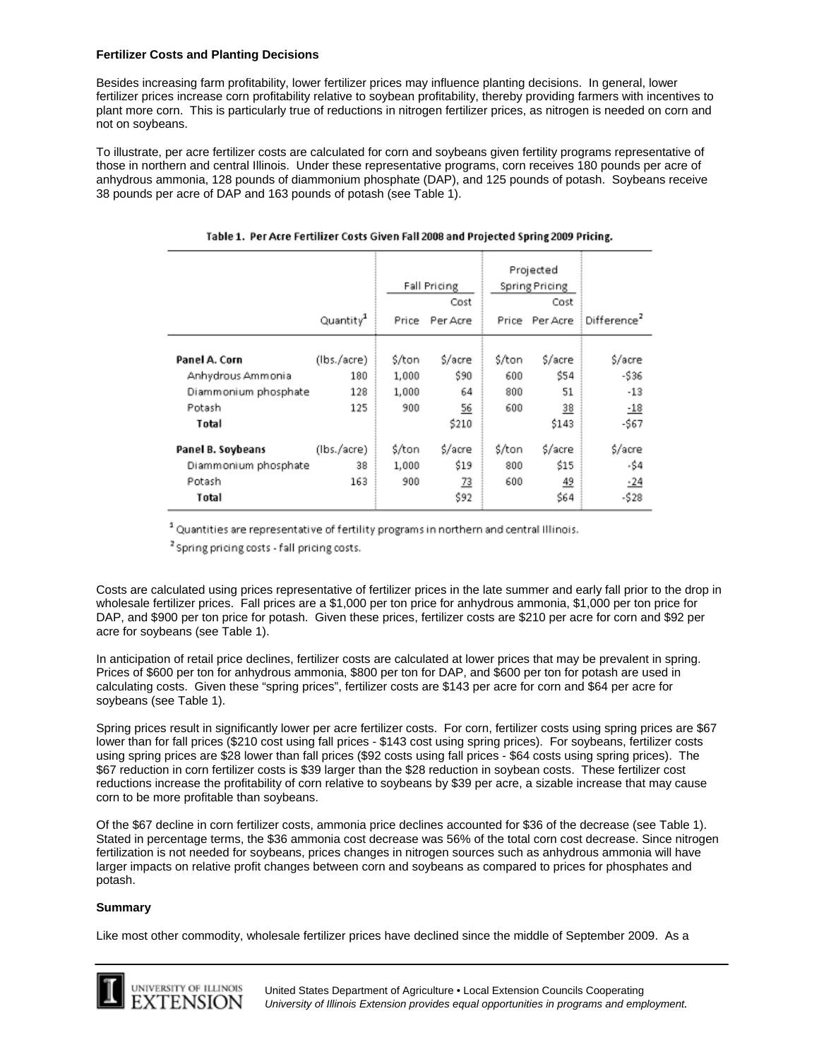**Fertilizer Costs and Planting Decisions**

Besides increasing farm profitability, lower fertilizer prices may influence planting decisions. In general, lower fertilizer prices increase corn profitability relative to soybean profitability, thereby providing farmers with incentives to plant more corn. This is particularly true of reductions in nitrogen fertilizer prices, as nitrogen is needed on corn and not on soybeans.

To illustrate, per acre fertilizer costs are calculated for corn and soybeans given fertility programs representative of those in northern and central Illinois. Under these representative programs, corn receives 180 pounds per acre of anhydrous ammonia, 128 pounds of diammonium phosphate (DAP), and 125 pounds of potash. Soybeans receive 38 pounds per acre of DAP and 163 pounds of potash (see Table 1).

**Table 1. Per Acre Fertilizer Costs Given Fall 2008 and Projected Spring 2009 Pricing.**

| | | Fall Pricing | | Projected Spring Pricing | | |
|---|---|---|---|---|---|---|
| | Quantity[1] | Price | Cost Per Acre | Price | Cost Per Acre | Difference[2] |
| **Panel A. Corn** | (lbs./acre) | $/ton | $/acre | $/ton | $/acre | $/acre |
| Anhydrous Ammonia | 180 | 1,000 | $90 | 600 | $54 | -$36 |
| Diammonium phosphate | 128 | 1,000 | 64 | 800 | 51 | -13 |
| Potash | 125 | 900 | 56 | 600 | 38 | -18 |
| **Total** | | | $210 | | $143 | -$67 |
| **Panel B. Soybeans** | (lbs./acre) | $/ton | $/acre | $/ton | $/acre | $/acre |
| Diammonium phosphate | 38 | 1,000 | $19 | 800 | $15 | -$4 |
| Potash | 163 | 900 | 73 | 600 | 49 | -24 |
| **Total** | | | $92 | | $64 | -$28 |

[1] Quantities are representative of fertility programs in northern and central Illinois.

[2] Spring pricing costs - fall pricing costs.

Costs are calculated using prices representative of fertilizer prices in the late summer and early fall prior to the drop in wholesale fertilizer prices. Fall prices are a $1,000 per ton price for anhydrous ammonia, $1,000 per ton price for DAP, and $900 per ton price for potash. Given these prices, fertilizer costs are $210 per acre for corn and $92 per acre for soybeans (see Table 1).

In anticipation of retail price declines, fertilizer costs are calculated at lower prices that may be prevalent in spring. Prices of $600 per ton for anhydrous ammonia, $800 per ton for DAP, and $600 per ton for potash are used in calculating costs. Given these "spring prices", fertilizer costs are $143 per acre for corn and $64 per acre for soybeans (see Table 1).

Spring prices result in significantly lower per acre fertilizer costs. For corn, fertilizer costs using spring prices are $67 lower than for fall prices ($210 cost using fall prices - $143 cost using spring prices). For soybeans, fertilizer costs using spring prices are $28 lower than fall prices ($92 costs using fall prices - $64 costs using spring prices). The $67 reduction in corn fertilizer costs is $39 larger than the $28 reduction in soybean costs. These fertilizer cost reductions increase the profitability of corn relative to soybeans by $39 per acre, a sizable increase that may cause corn to be more profitable than soybeans.

Of the $67 decline in corn fertilizer costs, ammonia price declines accounted for $36 of the decrease (see Table 1). Stated in percentage terms, the $36 ammonia cost decrease was 56% of the total corn cost decrease. Since nitrogen fertilization is not needed for soybeans, prices changes in nitrogen sources such as anhydrous ammonia will have larger impacts on relative profit changes between corn and soybeans as compared to prices for phosphates and potash.

**Summary**

Like most other commodity, wholesale fertilizer prices have declined since the middle of September 2009. As a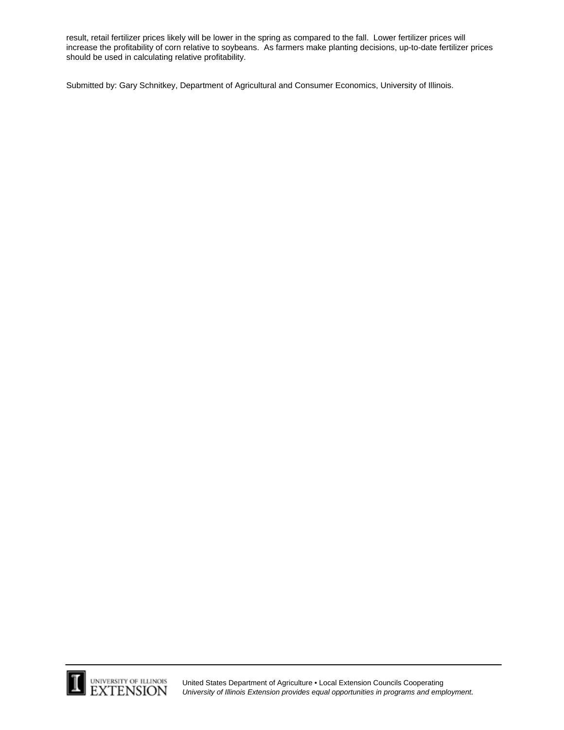result, retail fertilizer prices likely will be lower in the spring as compared to the fall. Lower fertilizer prices will increase the profitability of corn relative to soybeans. As farmers make planting decisions, up-to-date fertilizer prices should be used in calculating relative profitability.

Submitted by: Gary Schnitkey, Department of Agricultural and Consumer Economics, University of Illinois.

United States Department of Agriculture • Local Extension Councils Cooperating
*University of Illinois Extension provides equal opportunities in programs and employment.*